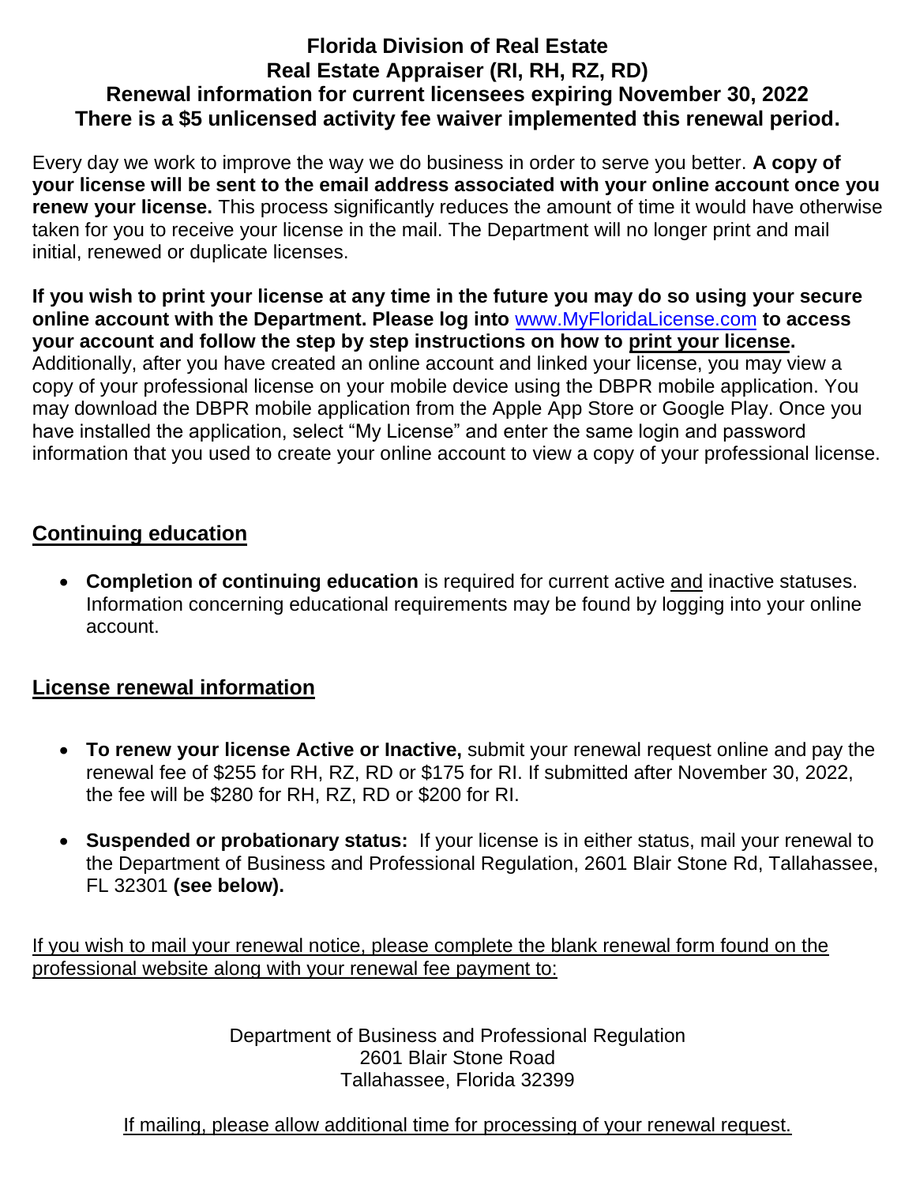# Florida Division of Real Estate
## Real Estate Appraiser (RI, RH, RZ, RD)
## Renewal information for current licensees expiring November 30, 2022
## There is a $5 unlicensed activity fee waiver implemented this renewal period.

Every day we work to improve the way we do business in order to serve you better. **A copy of your license will be sent to the email address associated with your online account once you renew your license.** This process significantly reduces the amount of time it would have otherwise taken for you to receive your license in the mail. The Department will no longer print and mail initial, renewed or duplicate licenses.

**If you wish to print your license at any time in the future you may do so using your secure online account with the Department. Please log into [www.MyFloridaLicense.com](http://www.MyFloridaLicense.com) to access your account and follow the step by step instructions on how to print your license.** Additionally, after you have created an online account and linked your license, you may view a copy of your professional license on your mobile device using the DBPR mobile application. You may download the DBPR mobile application from the Apple App Store or Google Play. Once you have installed the application, select "My License" and enter the same login and password information that you used to create your online account to view a copy of your professional license.

## Continuing education

- **Completion of continuing education** is required for current active and inactive statuses. Information concerning educational requirements may be found by logging into your online account.

## License renewal information

- **To renew your license Active or Inactive,** submit your renewal request online and pay the renewal fee of $255 for RH, RZ, RD or $175 for RI. If submitted after November 30, 2022, the fee will be $280 for RH, RZ, RD or $200 for RI.
- **Suspended or probationary status:** If your license is in either status, mail your renewal to the Department of Business and Professional Regulation, 2601 Blair Stone Rd, Tallahassee, FL 32301 **(see below).**

If you wish to mail your renewal notice, please complete the blank renewal form found on the professional website along with your renewal fee payment to:

Department of Business and Professional Regulation
2601 Blair Stone Road
Tallahassee, Florida 32399

If mailing, please allow additional time for processing of your renewal request.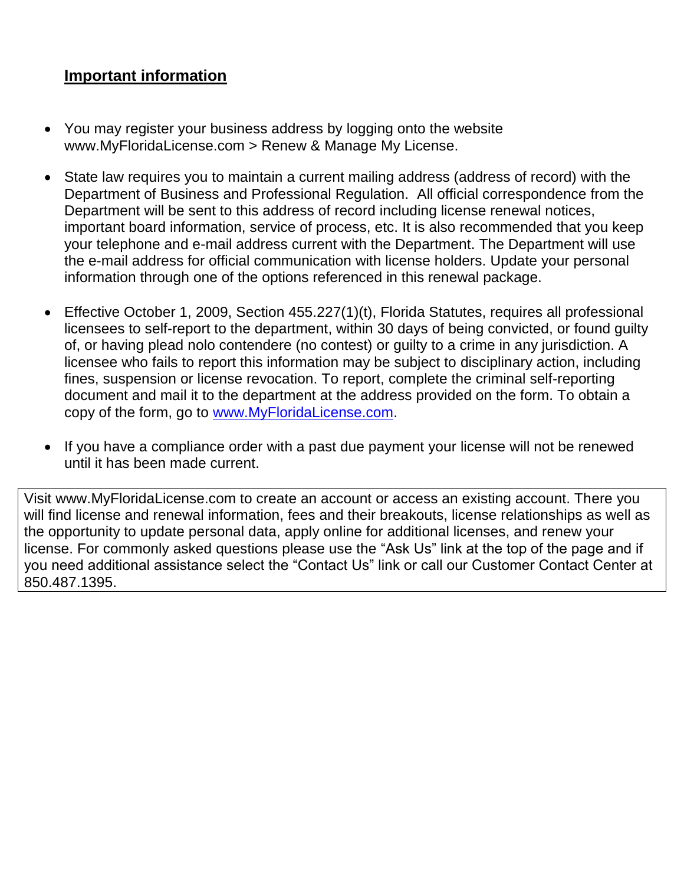## Important information

- You may register your business address by logging onto the website www.MyFloridaLicense.com > Renew & Manage My License.
- State law requires you to maintain a current mailing address (address of record) with the Department of Business and Professional Regulation. All official correspondence from the Department will be sent to this address of record including license renewal notices, important board information, service of process, etc. It is also recommended that you keep your telephone and e-mail address current with the Department. The Department will use the e-mail address for official communication with license holders. Update your personal information through one of the options referenced in this renewal package.
- Effective October 1, 2009, Section 455.227(1)(t), Florida Statutes, requires all professional licensees to self-report to the department, within 30 days of being convicted, or found guilty of, or having plead nolo contendere (no contest) or guilty to a crime in any jurisdiction. A licensee who fails to report this information may be subject to disciplinary action, including fines, suspension or license revocation. To report, complete the criminal self-reporting document and mail it to the department at the address provided on the form. To obtain a copy of the form, go to www.MyFloridaLicense.com.
- If you have a compliance order with a past due payment your license will not be renewed until it has been made current.

Visit www.MyFloridaLicense.com to create an account or access an existing account. There you will find license and renewal information, fees and their breakouts, license relationships as well as the opportunity to update personal data, apply online for additional licenses, and renew your license. For commonly asked questions please use the "Ask Us" link at the top of the page and if you need additional assistance select the "Contact Us" link or call our Customer Contact Center at 850.487.1395.